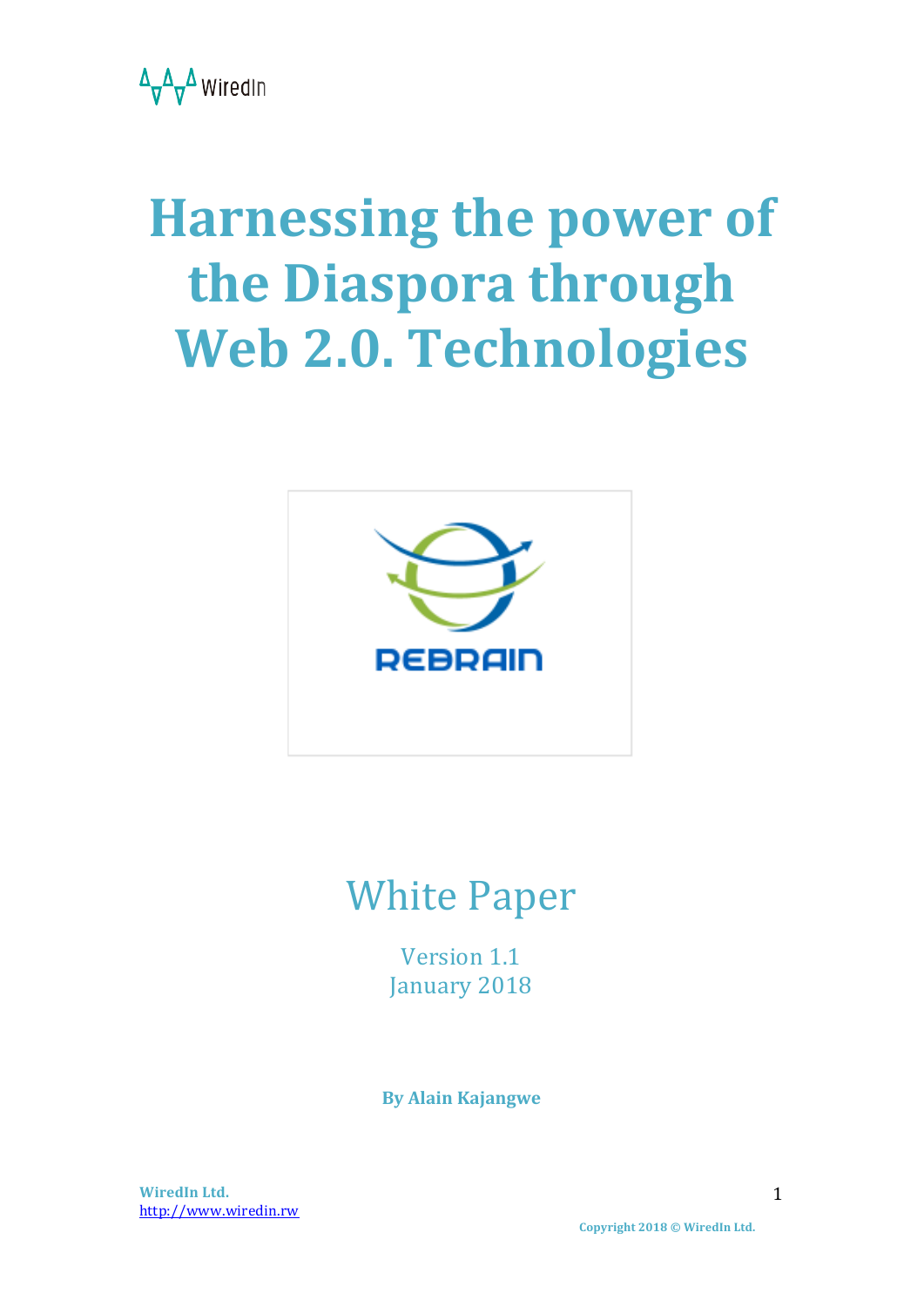WiredIn

# Harnessing the power of the Diaspora through Web 2.0. Technologies

REBRAIN

## White Paper

Version 1.1
January 2018

**By Alain Kajangwe**

**WiredIn Ltd.**
http://www.wiredin.rw

**Copyright 2018 © WiredIn Ltd.**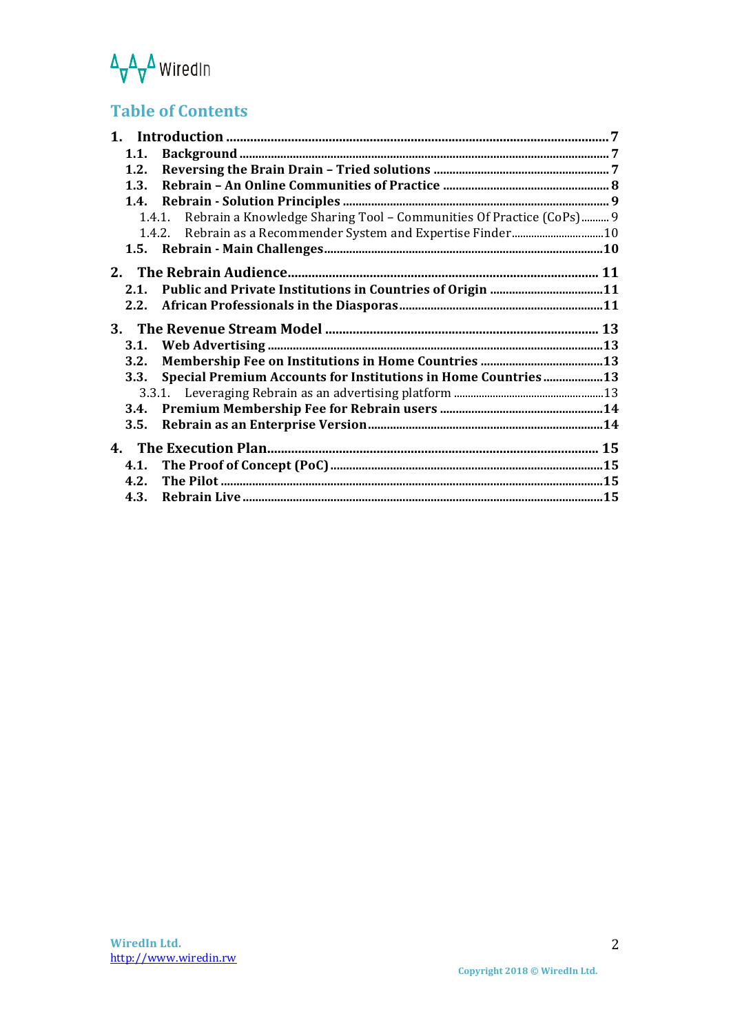## Table of Contents

**1. Introduction** .......... 7
- **1.1. Background** .......... 7
- **1.2. Reversing the Brain Drain – Tried solutions** .......... 7
- **1.3. Rebrain – An Online Communities of Practice** .......... 8
- **1.4. Rebrain - Solution Principles** .......... 9
  - 1.4.1. Rebrain a Knowledge Sharing Tool – Communities Of Practice (CoPs) .......... 9
  - 1.4.2. Rebrain as a Recommender System and Expertise Finder .......... 10
- **1.5. Rebrain - Main Challenges** .......... 10

**2. The Rebrain Audience** .......... 11
- **2.1. Public and Private Institutions in Countries of Origin** .......... 11
- **2.2. African Professionals in the Diasporas** .......... 11

**3. The Revenue Stream Model** .......... 13
- **3.1. Web Advertising** .......... 13
- **3.2. Membership Fee on Institutions in Home Countries** .......... 13
- **3.3. Special Premium Accounts for Institutions in Home Countries** .......... 13
  - 3.3.1. Leveraging Rebrain as an advertising platform .......... 13
- **3.4. Premium Membership Fee for Rebrain users** .......... 14
- **3.5. Rebrain as an Enterprise Version** .......... 14

**4. The Execution Plan** .......... 15
- **4.1. The Proof of Concept (PoC)** .......... 15
- **4.2. The Pilot** .......... 15
- **4.3. Rebrain Live** .......... 15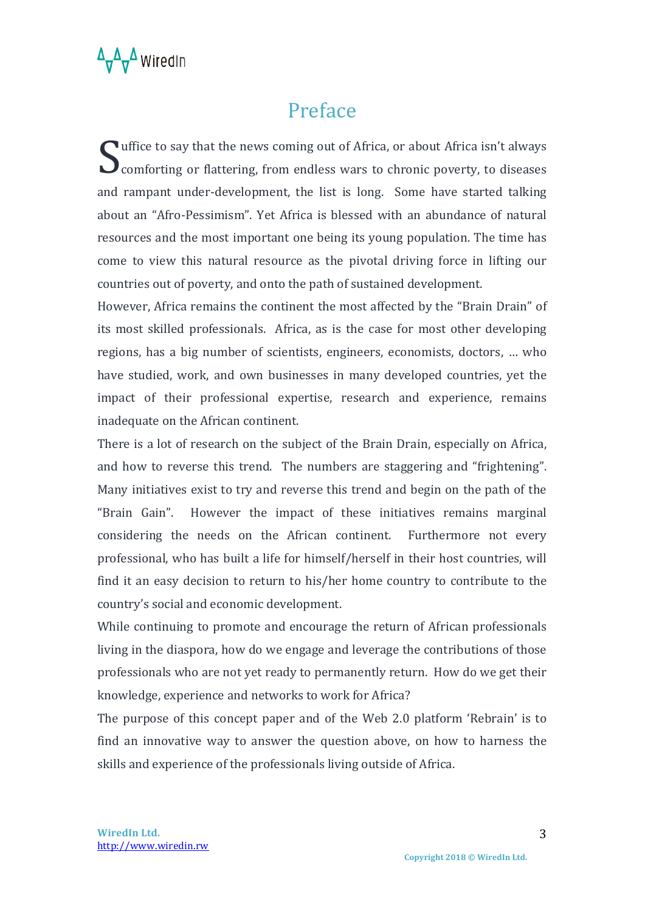# Preface

Suffice to say that the news coming out of Africa, or about Africa isn't always comforting or flattering, from endless wars to chronic poverty, to diseases and rampant under-development, the list is long. Some have started talking about an "Afro-Pessimism". Yet Africa is blessed with an abundance of natural resources and the most important one being its young population. The time has come to view this natural resource as the pivotal driving force in lifting our countries out of poverty, and onto the path of sustained development.

However, Africa remains the continent the most affected by the "Brain Drain" of its most skilled professionals. Africa, as is the case for most other developing regions, has a big number of scientists, engineers, economists, doctors, … who have studied, work, and own businesses in many developed countries, yet the impact of their professional expertise, research and experience, remains inadequate on the African continent.

There is a lot of research on the subject of the Brain Drain, especially on Africa, and how to reverse this trend. The numbers are staggering and "frightening". Many initiatives exist to try and reverse this trend and begin on the path of the "Brain Gain". However the impact of these initiatives remains marginal considering the needs on the African continent. Furthermore not every professional, who has built a life for himself/herself in their host countries, will find it an easy decision to return to his/her home country to contribute to the country's social and economic development.

While continuing to promote and encourage the return of African professionals living in the diaspora, how do we engage and leverage the contributions of those professionals who are not yet ready to permanently return. How do we get their knowledge, experience and networks to work for Africa?

The purpose of this concept paper and of the Web 2.0 platform 'Rebrain' is to find an innovative way to answer the question above, on how to harness the skills and experience of the professionals living outside of Africa.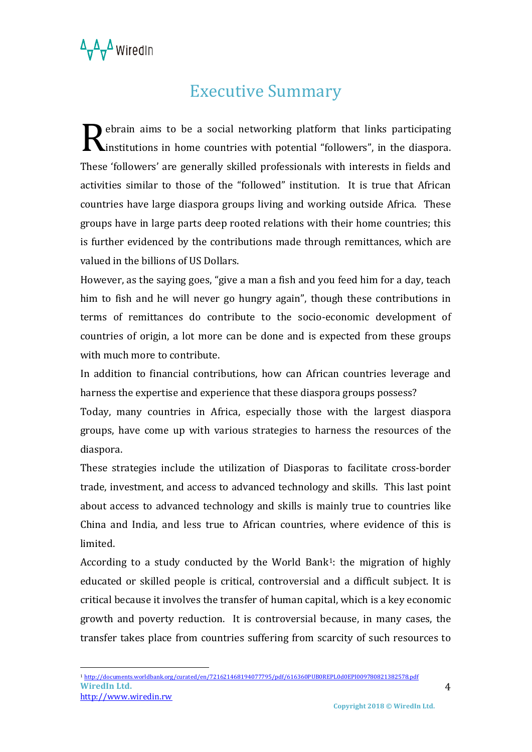# Executive Summary

Rebrain aims to be a social networking platform that links participating institutions in home countries with potential "followers", in the diaspora. These 'followers' are generally skilled professionals with interests in fields and activities similar to those of the "followed" institution. It is true that African countries have large diaspora groups living and working outside Africa. These groups have in large parts deep rooted relations with their home countries; this is further evidenced by the contributions made through remittances, which are valued in the billions of US Dollars.

However, as the saying goes, "give a man a fish and you feed him for a day, teach him to fish and he will never go hungry again", though these contributions in terms of remittances do contribute to the socio-economic development of countries of origin, a lot more can be done and is expected from these groups with much more to contribute.

In addition to financial contributions, how can African countries leverage and harness the expertise and experience that these diaspora groups possess?

Today, many countries in Africa, especially those with the largest diaspora groups, have come up with various strategies to harness the resources of the diaspora.

These strategies include the utilization of Diasporas to facilitate cross-border trade, investment, and access to advanced technology and skills. This last point about access to advanced technology and skills is mainly true to countries like China and India, and less true to African countries, where evidence of this is limited.

According to a study conducted by the World Bank[1]: the migration of highly educated or skilled people is critical, controversial and a difficult subject. It is critical because it involves the transfer of human capital, which is a key economic growth and poverty reduction. It is controversial because, in many cases, the transfer takes place from countries suffering from scarcity of such resources to

[1] http://documents.worldbank.org/curated/en/721621468194077795/pdf/616360PUB0REPL0d0EPI009780821382578.pdf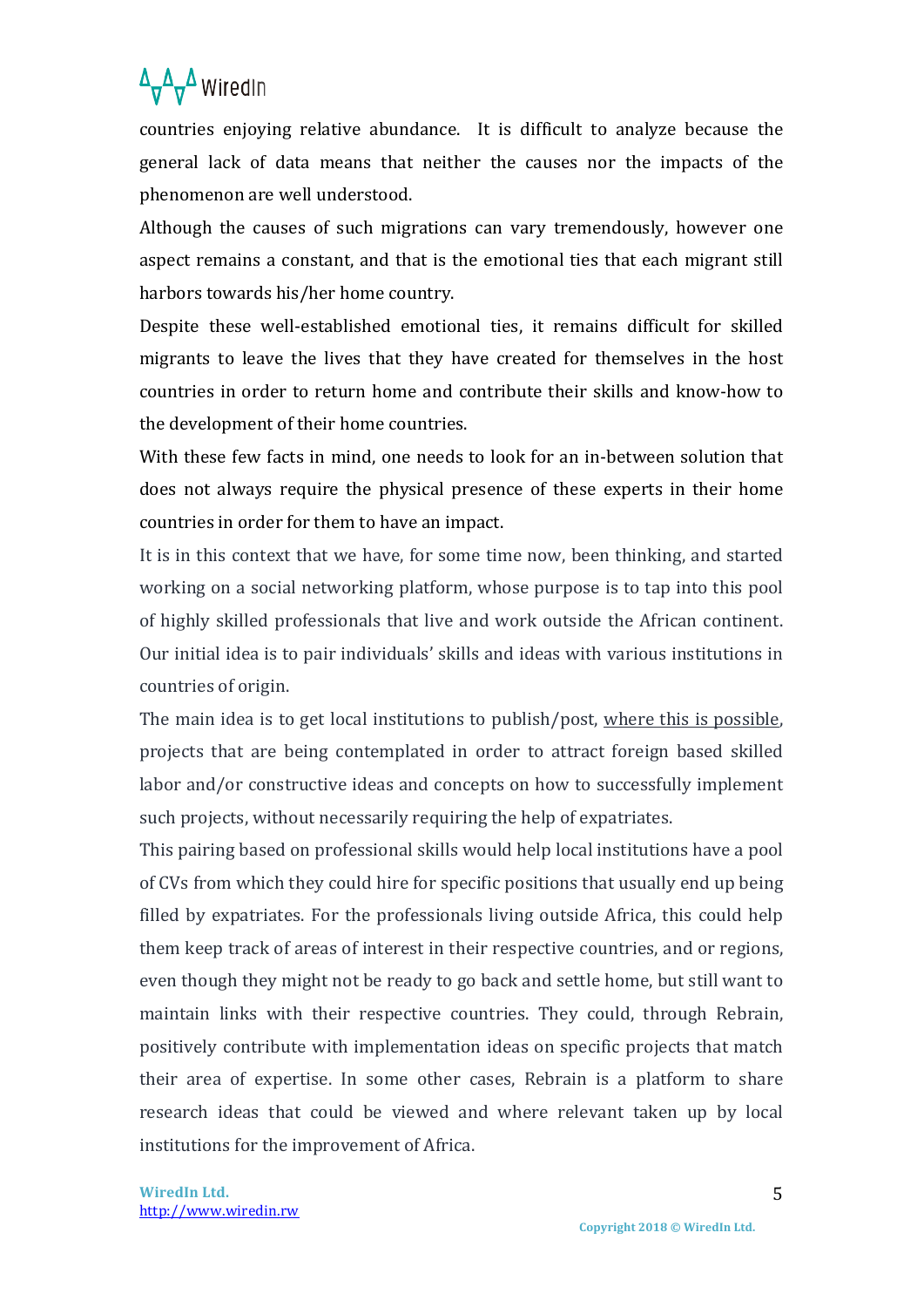countries enjoying relative abundance.  It is difficult to analyze because the general lack of data means that neither the causes nor the impacts of the phenomenon are well understood.

Although the causes of such migrations can vary tremendously, however one aspect remains a constant, and that is the emotional ties that each migrant still harbors towards his/her home country.

Despite these well-established emotional ties, it remains difficult for skilled migrants to leave the lives that they have created for themselves in the host countries in order to return home and contribute their skills and know-how to the development of their home countries.

With these few facts in mind, one needs to look for an in-between solution that does not always require the physical presence of these experts in their home countries in order for them to have an impact.

It is in this context that we have, for some time now, been thinking, and started working on a social networking platform, whose purpose is to tap into this pool of highly skilled professionals that live and work outside the African continent. Our initial idea is to pair individuals' skills and ideas with various institutions in countries of origin.

The main idea is to get local institutions to publish/post, <u>where this is possible</u>, projects that are being contemplated in order to attract foreign based skilled labor and/or constructive ideas and concepts on how to successfully implement such projects, without necessarily requiring the help of expatriates.

This pairing based on professional skills would help local institutions have a pool of CVs from which they could hire for specific positions that usually end up being filled by expatriates. For the professionals living outside Africa, this could help them keep track of areas of interest in their respective countries, and or regions, even though they might not be ready to go back and settle home, but still want to maintain links with their respective countries. They could, through Rebrain, positively contribute with implementation ideas on specific projects that match their area of expertise. In some other cases, Rebrain is a platform to share research ideas that could be viewed and where relevant taken up by local institutions for the improvement of Africa.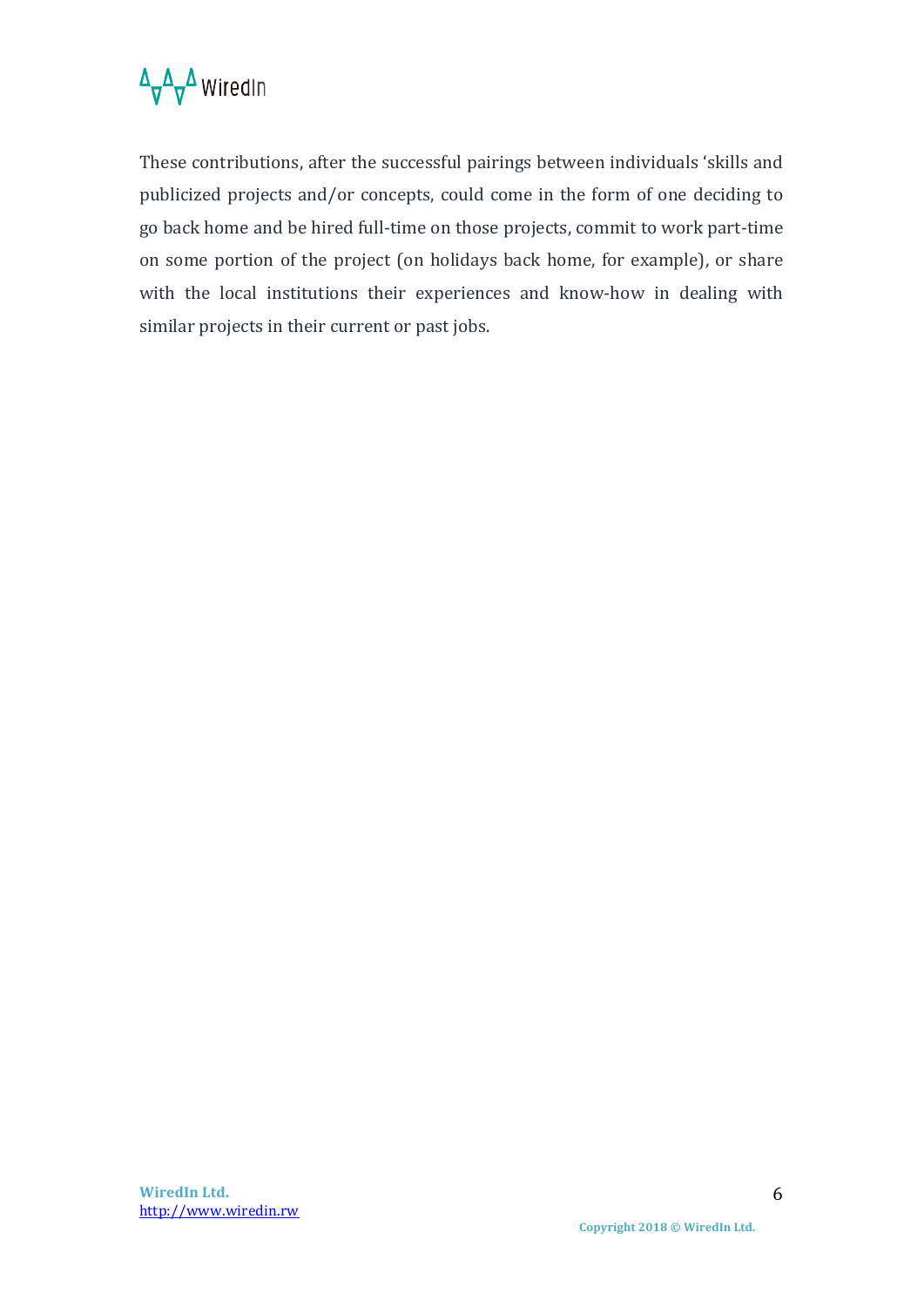These contributions, after the successful pairings between individuals ‘skills and publicized projects and/or concepts, could come in the form of one deciding to go back home and be hired full-time on those projects, commit to work part-time on some portion of the project (on holidays back home, for example), or share with the local institutions their experiences and know-how in dealing with similar projects in their current or past jobs.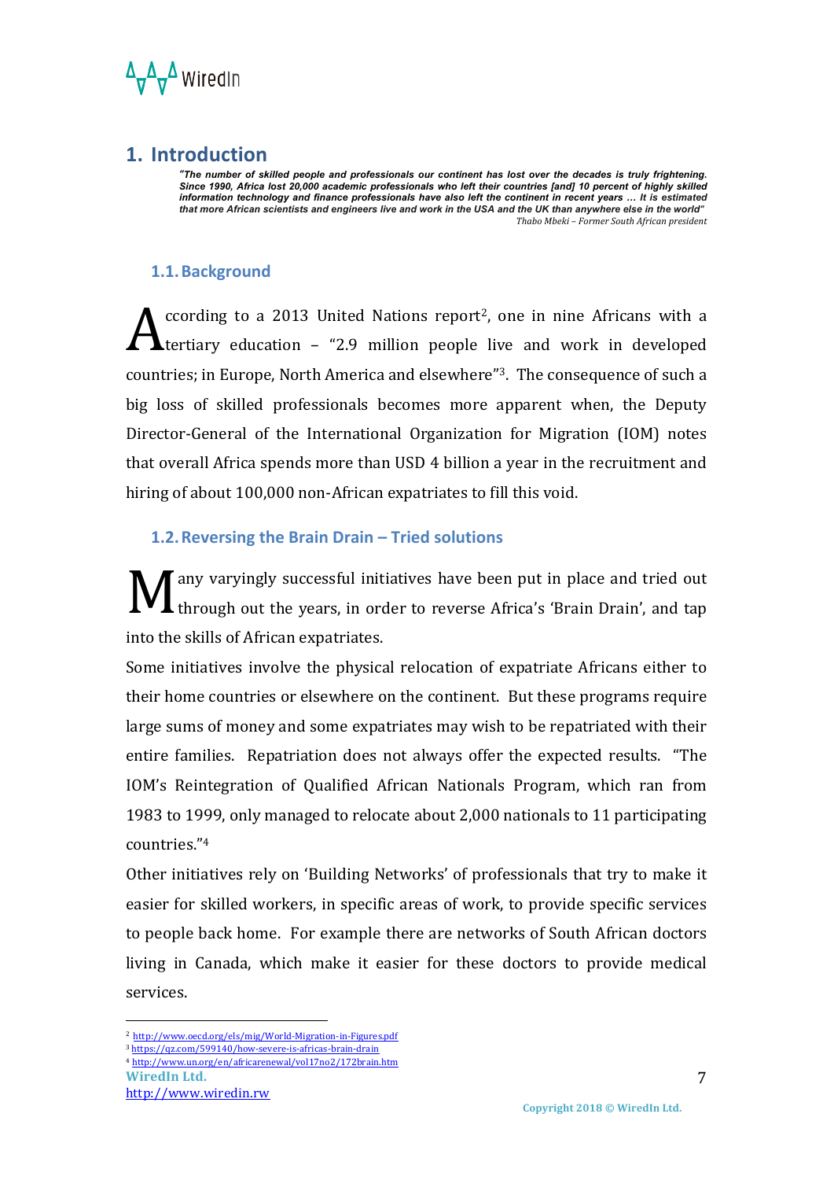# 1. Introduction

> ***"The number of skilled people and professionals our continent has lost over the decades is truly frightening. Since 1990, Africa lost 20,000 academic professionals who left their countries [and] 10 percent of highly skilled information technology and finance professionals have also left the continent in recent years … It is estimated that more African scientists and engineers live and work in the USA and the UK than anywhere else in the world"***
>
> *Thabo Mbeki – Former South African president*

## 1.1. Background

According to a 2013 United Nations report[2], one in nine Africans with a tertiary education – "2.9 million people live and work in developed countries; in Europe, North America and elsewhere"[3]. The consequence of such a big loss of skilled professionals becomes more apparent when, the Deputy Director-General of the International Organization for Migration (IOM) notes that overall Africa spends more than USD 4 billion a year in the recruitment and hiring of about 100,000 non-African expatriates to fill this void.

## 1.2. Reversing the Brain Drain – Tried solutions

Many varyingly successful initiatives have been put in place and tried out through out the years, in order to reverse Africa's 'Brain Drain', and tap into the skills of African expatriates.

Some initiatives involve the physical relocation of expatriate Africans either to their home countries or elsewhere on the continent. But these programs require large sums of money and some expatriates may wish to be repatriated with their entire families. Repatriation does not always offer the expected results. "The IOM's Reintegration of Qualified African Nationals Program, which ran from 1983 to 1999, only managed to relocate about 2,000 nationals to 11 participating countries."[4]

Other initiatives rely on 'Building Networks' of professionals that try to make it easier for skilled workers, in specific areas of work, to provide specific services to people back home. For example there are networks of South African doctors living in Canada, which make it easier for these doctors to provide medical services.

---

[2] http://www.oecd.org/els/mig/World-Migration-in-Figures.pdf
[3] https://qz.com/599140/how-severe-is-africas-brain-drain
[4] http://www.un.org/en/africarenewal/vol17no2/172brain.htm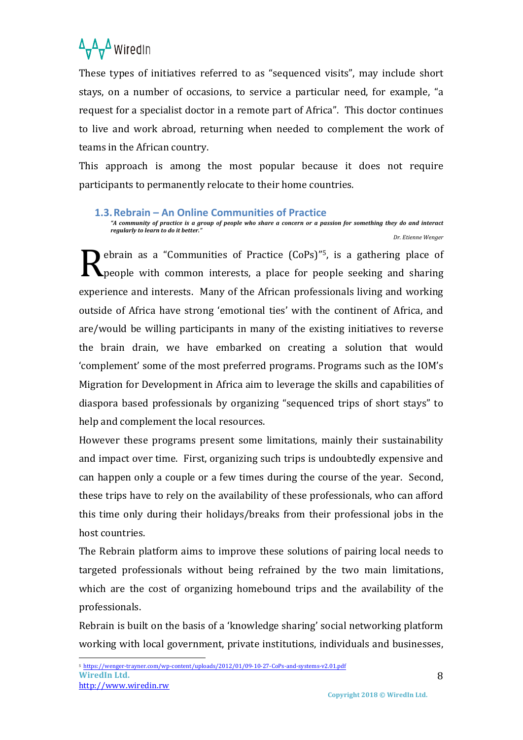These types of initiatives referred to as "sequenced visits", may include short stays, on a number of occasions, to service a particular need, for example, "a request for a specialist doctor in a remote part of Africa". This doctor continues to live and work abroad, returning when needed to complement the work of teams in the African country.

This approach is among the most popular because it does not require participants to permanently relocate to their home countries.

### 1.3. Rebrain – An Online Communities of Practice

***"A community of practice is a group of people who share a concern or a passion for something they do and interact regularly to learn to do it better."***

*Dr. Etienne Wenger*

Rebrain as a "Communities of Practice (CoPs)"[5], is a gathering place of people with common interests, a place for people seeking and sharing experience and interests. Many of the African professionals living and working outside of Africa have strong 'emotional ties' with the continent of Africa, and are/would be willing participants in many of the existing initiatives to reverse the brain drain, we have embarked on creating a solution that would 'complement' some of the most preferred programs. Programs such as the IOM's Migration for Development in Africa aim to leverage the skills and capabilities of diaspora based professionals by organizing "sequenced trips of short stays" to help and complement the local resources.

However these programs present some limitations, mainly their sustainability and impact over time. First, organizing such trips is undoubtedly expensive and can happen only a couple or a few times during the course of the year. Second, these trips have to rely on the availability of these professionals, who can afford this time only during their holidays/breaks from their professional jobs in the host countries.

The Rebrain platform aims to improve these solutions of pairing local needs to targeted professionals without being refrained by the two main limitations, which are the cost of organizing homebound trips and the availability of the professionals.

Rebrain is built on the basis of a 'knowledge sharing' social networking platform working with local government, private institutions, individuals and businesses,

---

[5] https://wenger-trayner.com/wp-content/uploads/2012/01/09-10-27-CoPs-and-systems-v2.01.pdf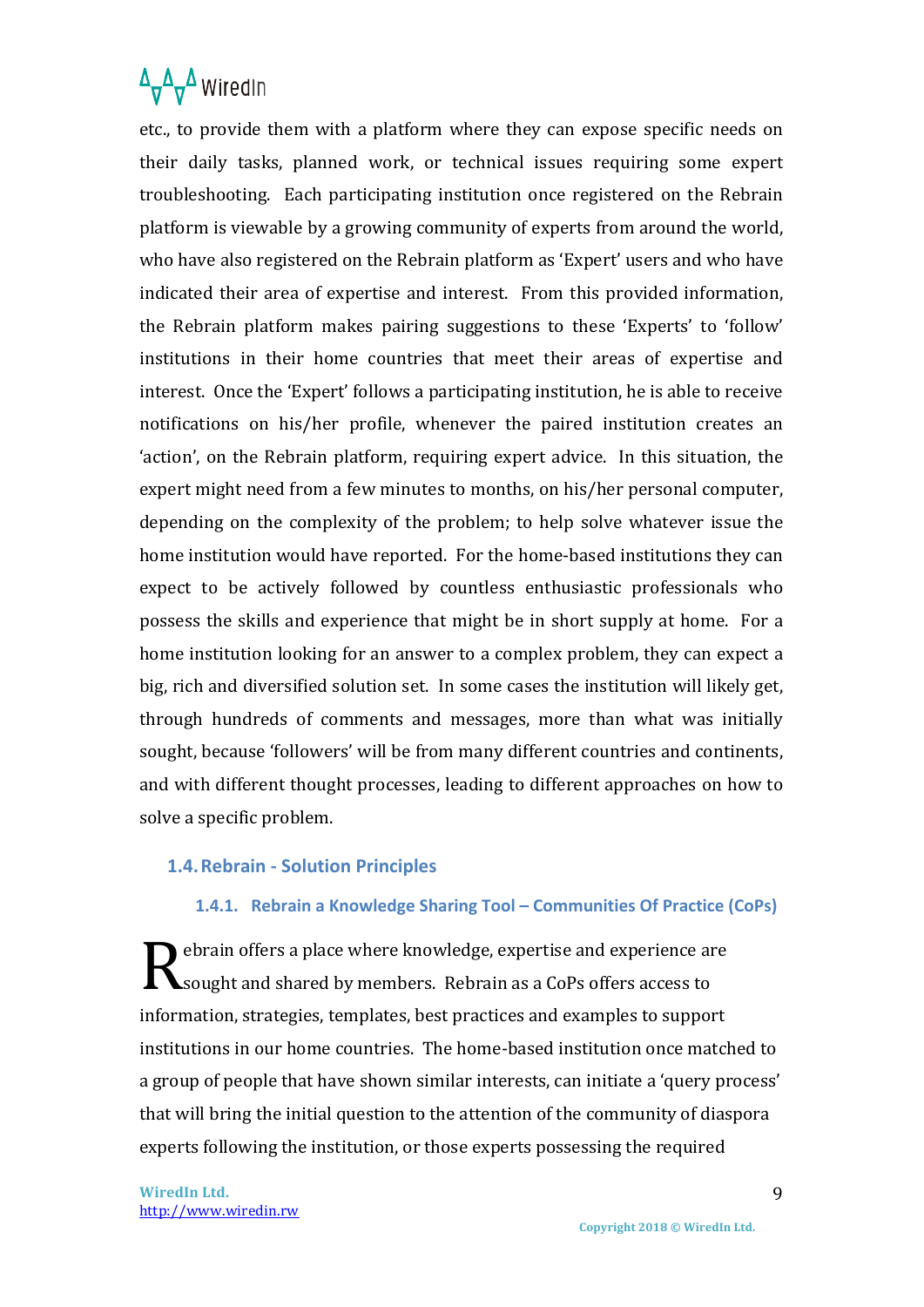etc., to provide them with a platform where they can expose specific needs on their daily tasks, planned work, or technical issues requiring some expert troubleshooting. Each participating institution once registered on the Rebrain platform is viewable by a growing community of experts from around the world, who have also registered on the Rebrain platform as 'Expert' users and who have indicated their area of expertise and interest. From this provided information, the Rebrain platform makes pairing suggestions to these 'Experts' to 'follow' institutions in their home countries that meet their areas of expertise and interest. Once the 'Expert' follows a participating institution, he is able to receive notifications on his/her profile, whenever the paired institution creates an 'action', on the Rebrain platform, requiring expert advice. In this situation, the expert might need from a few minutes to months, on his/her personal computer, depending on the complexity of the problem; to help solve whatever issue the home institution would have reported. For the home-based institutions they can expect to be actively followed by countless enthusiastic professionals who possess the skills and experience that might be in short supply at home. For a home institution looking for an answer to a complex problem, they can expect a big, rich and diversified solution set. In some cases the institution will likely get, through hundreds of comments and messages, more than what was initially sought, because 'followers' will be from many different countries and continents, and with different thought processes, leading to different approaches on how to solve a specific problem.

## 1.4. Rebrain - Solution Principles

### 1.4.1. Rebrain a Knowledge Sharing Tool – Communities Of Practice (CoPs)

Rebrain offers a place where knowledge, expertise and experience are sought and shared by members. Rebrain as a CoPs offers access to information, strategies, templates, best practices and examples to support institutions in our home countries. The home-based institution once matched to a group of people that have shown similar interests, can initiate a 'query process' that will bring the initial question to the attention of the community of diaspora experts following the institution, or those experts possessing the required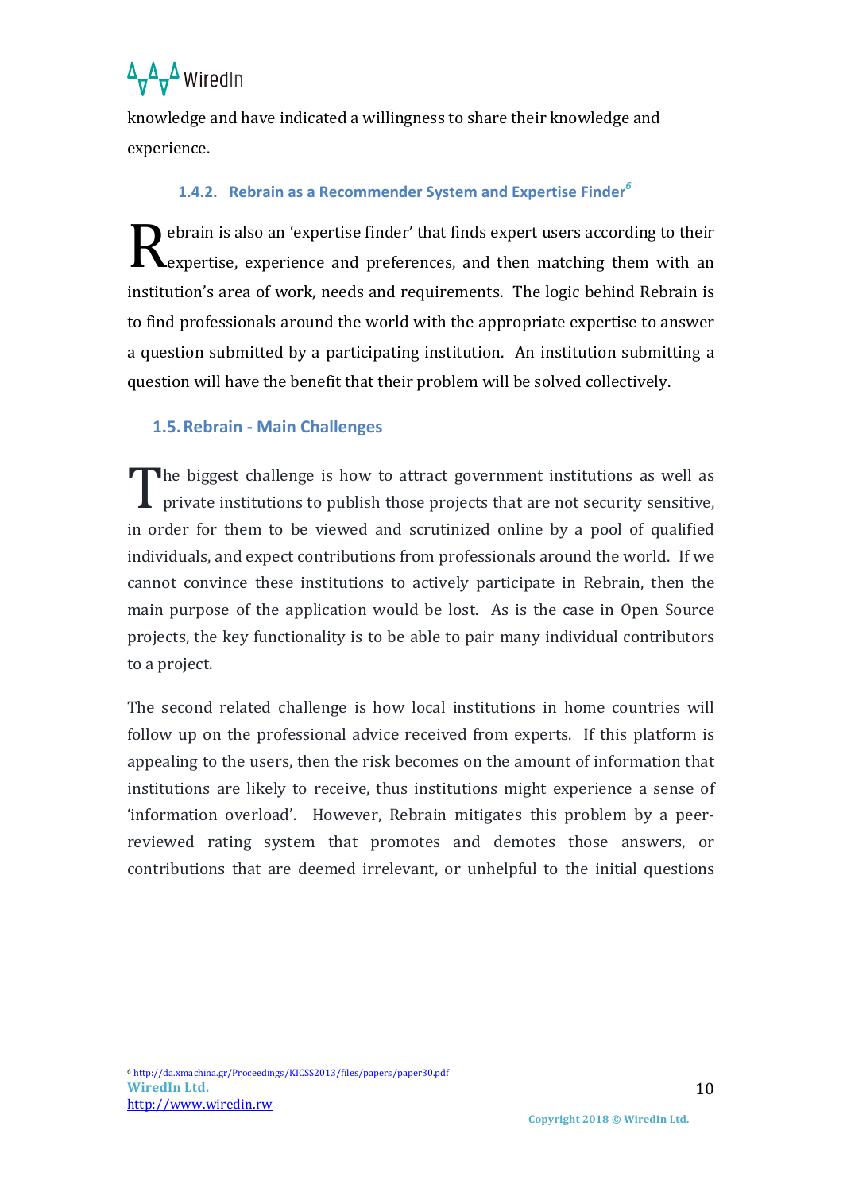knowledge and have indicated a willingness to share their knowledge and experience.

### 1.4.2. Rebrain as a Recommender System and Expertise Finder[6]

Rebrain is also an 'expertise finder' that finds expert users according to their expertise, experience and preferences, and then matching them with an institution's area of work, needs and requirements. The logic behind Rebrain is to find professionals around the world with the appropriate expertise to answer a question submitted by a participating institution. An institution submitting a question will have the benefit that their problem will be solved collectively.

## 1.5. Rebrain - Main Challenges

The biggest challenge is how to attract government institutions as well as private institutions to publish those projects that are not security sensitive, in order for them to be viewed and scrutinized online by a pool of qualified individuals, and expect contributions from professionals around the world. If we cannot convince these institutions to actively participate in Rebrain, then the main purpose of the application would be lost. As is the case in Open Source projects, the key functionality is to be able to pair many individual contributors to a project.

The second related challenge is how local institutions in home countries will follow up on the professional advice received from experts. If this platform is appealing to the users, then the risk becomes on the amount of information that institutions are likely to receive, thus institutions might experience a sense of 'information overload'. However, Rebrain mitigates this problem by a peer-reviewed rating system that promotes and demotes those answers, or contributions that are deemed irrelevant, or unhelpful to the initial questions

[6] http://da.xmachina.gr/Proceedings/KICSS2013/files/papers/paper30.pdf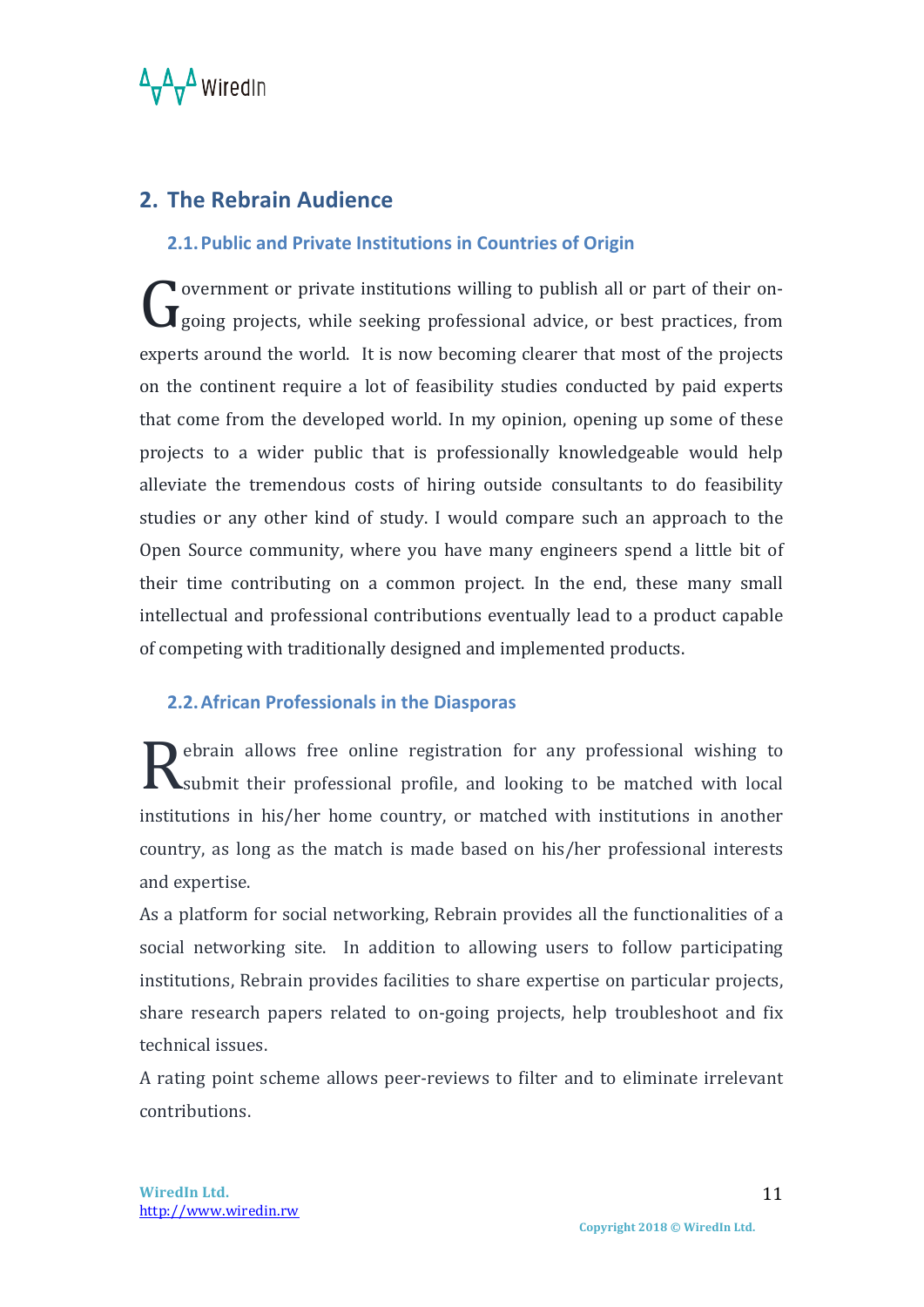## 2. The Rebrain Audience

### 2.1. Public and Private Institutions in Countries of Origin

Government or private institutions willing to publish all or part of their on-going projects, while seeking professional advice, or best practices, from experts around the world. It is now becoming clearer that most of the projects on the continent require a lot of feasibility studies conducted by paid experts that come from the developed world. In my opinion, opening up some of these projects to a wider public that is professionally knowledgeable would help alleviate the tremendous costs of hiring outside consultants to do feasibility studies or any other kind of study. I would compare such an approach to the Open Source community, where you have many engineers spend a little bit of their time contributing on a common project. In the end, these many small intellectual and professional contributions eventually lead to a product capable of competing with traditionally designed and implemented products.

### 2.2. African Professionals in the Diasporas

Rebrain allows free online registration for any professional wishing to submit their professional profile, and looking to be matched with local institutions in his/her home country, or matched with institutions in another country, as long as the match is made based on his/her professional interests and expertise.

As a platform for social networking, Rebrain provides all the functionalities of a social networking site. In addition to allowing users to follow participating institutions, Rebrain provides facilities to share expertise on particular projects, share research papers related to on-going projects, help troubleshoot and fix technical issues.

A rating point scheme allows peer-reviews to filter and to eliminate irrelevant contributions.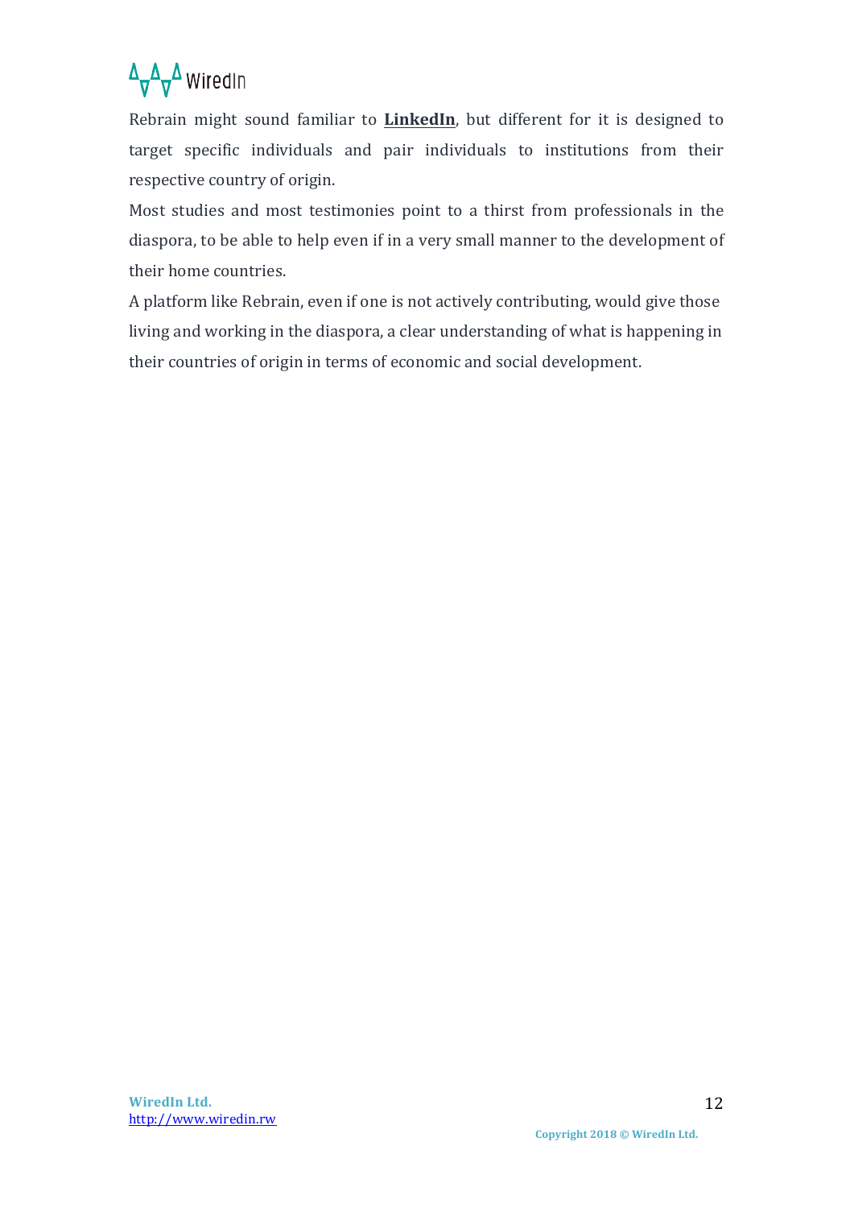Rebrain might sound familiar to **LinkedIn**, but different for it is designed to target specific individuals and pair individuals to institutions from their respective country of origin.

Most studies and most testimonies point to a thirst from professionals in the diaspora, to be able to help even if in a very small manner to the development of their home countries.

A platform like Rebrain, even if one is not actively contributing, would give those living and working in the diaspora, a clear understanding of what is happening in their countries of origin in terms of economic and social development.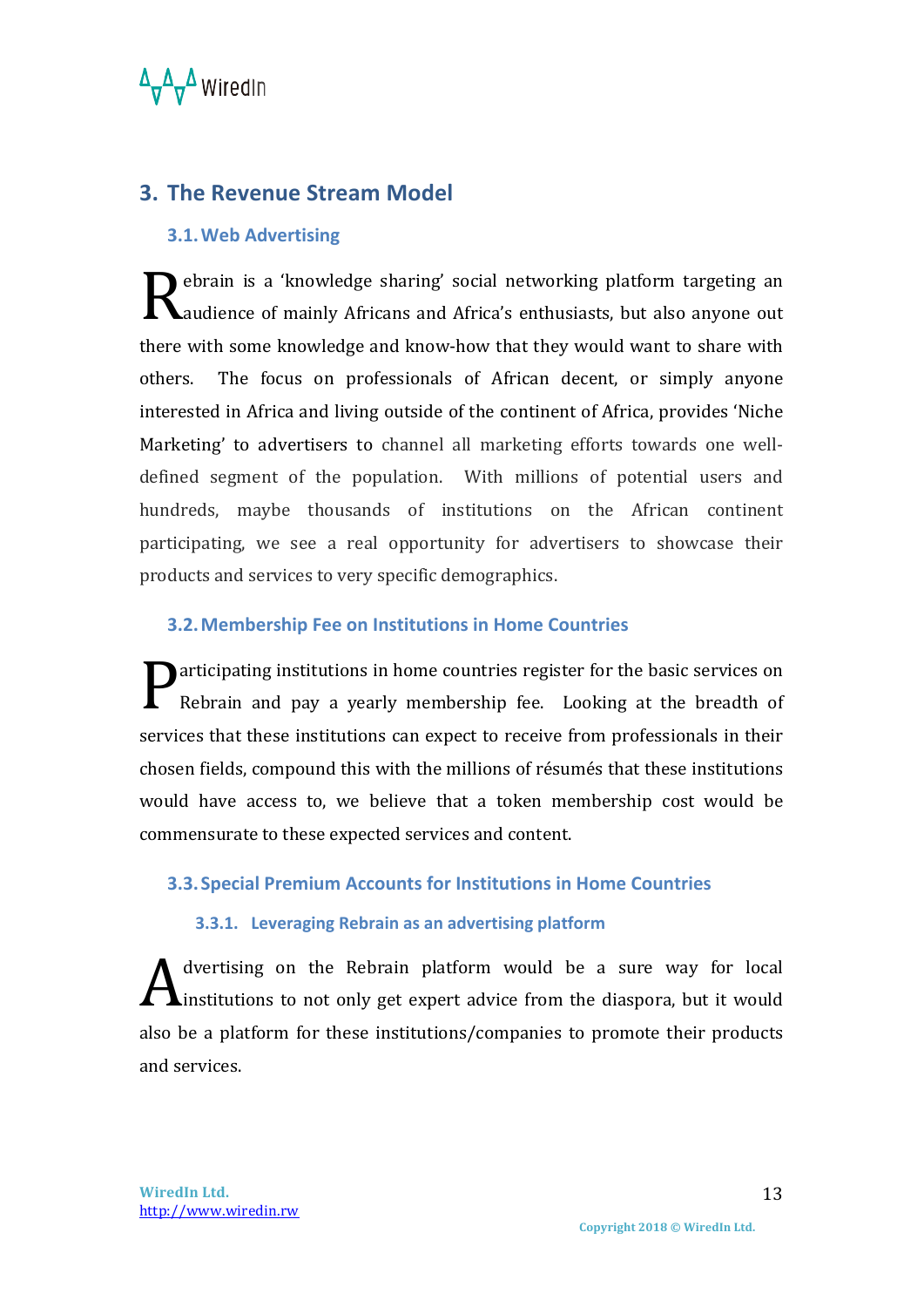## 3. The Revenue Stream Model

### 3.1. Web Advertising

Rebrain is a 'knowledge sharing' social networking platform targeting an audience of mainly Africans and Africa's enthusiasts, but also anyone out there with some knowledge and know-how that they would want to share with others. The focus on professionals of African decent, or simply anyone interested in Africa and living outside of the continent of Africa, provides 'Niche Marketing' to advertisers to channel all marketing efforts towards one well-defined segment of the population. With millions of potential users and hundreds, maybe thousands of institutions on the African continent participating, we see a real opportunity for advertisers to showcase their products and services to very specific demographics.

### 3.2. Membership Fee on Institutions in Home Countries

Participating institutions in home countries register for the basic services on Rebrain and pay a yearly membership fee. Looking at the breadth of services that these institutions can expect to receive from professionals in their chosen fields, compound this with the millions of résumés that these institutions would have access to, we believe that a token membership cost would be commensurate to these expected services and content.

### 3.3. Special Premium Accounts for Institutions in Home Countries

#### 3.3.1. Leveraging Rebrain as an advertising platform

Advertising on the Rebrain platform would be a sure way for local institutions to not only get expert advice from the diaspora, but it would also be a platform for these institutions/companies to promote their products and services.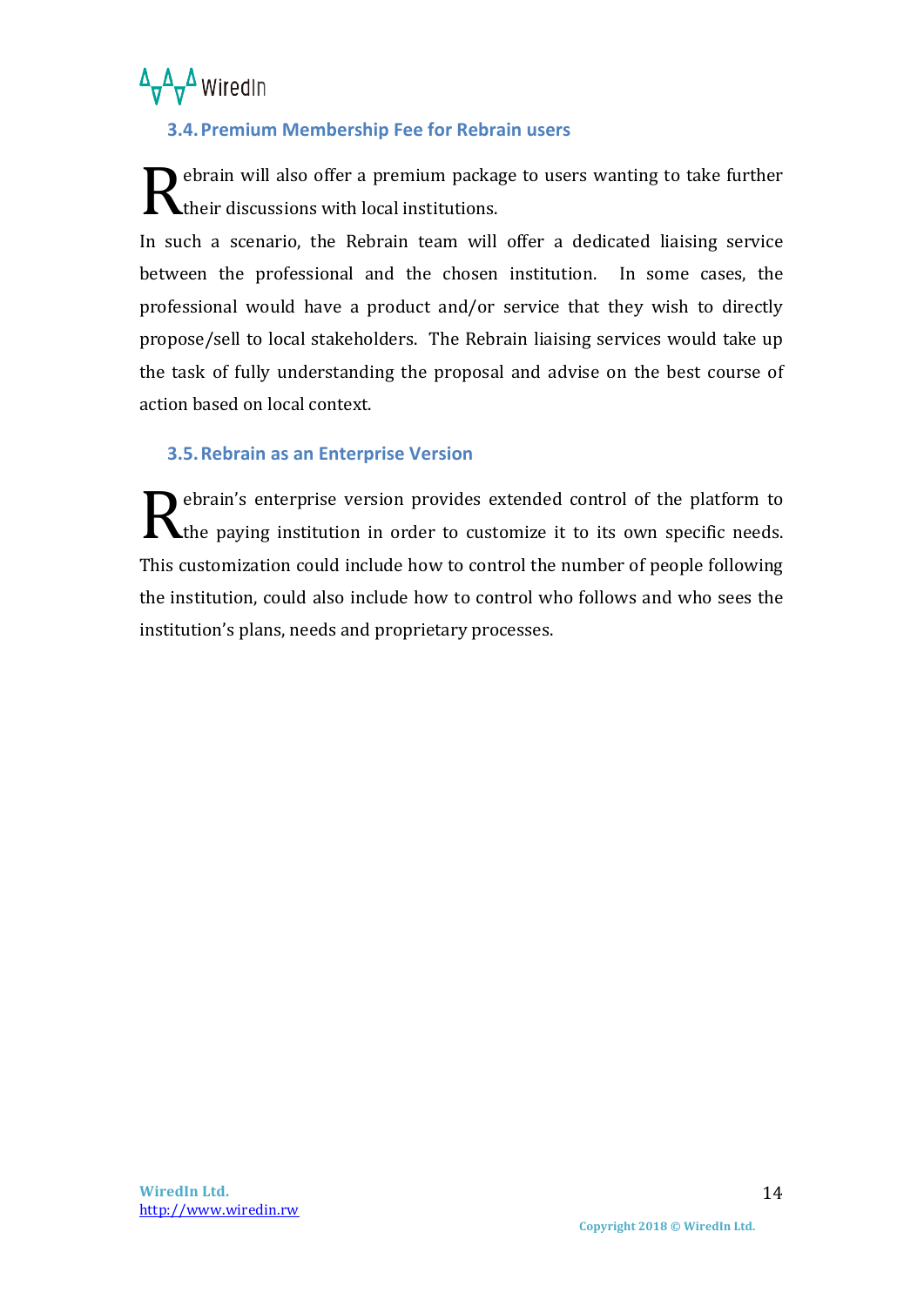### 3.4. Premium Membership Fee for Rebrain users

Rebrain will also offer a premium package to users wanting to take further their discussions with local institutions.

In such a scenario, the Rebrain team will offer a dedicated liaising service between the professional and the chosen institution. In some cases, the professional would have a product and/or service that they wish to directly propose/sell to local stakeholders. The Rebrain liaising services would take up the task of fully understanding the proposal and advise on the best course of action based on local context.

### 3.5. Rebrain as an Enterprise Version

Rebrain's enterprise version provides extended control of the platform to the paying institution in order to customize it to its own specific needs. This customization could include how to control the number of people following the institution, could also include how to control who follows and who sees the institution's plans, needs and proprietary processes.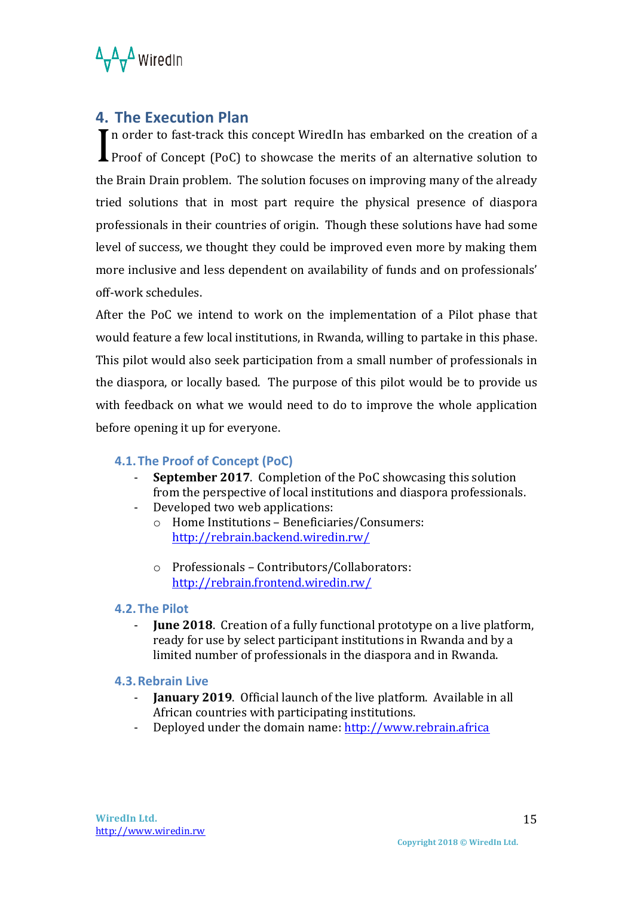## 4. The Execution Plan

In order to fast-track this concept WiredIn has embarked on the creation of a Proof of Concept (PoC) to showcase the merits of an alternative solution to the Brain Drain problem. The solution focuses on improving many of the already tried solutions that in most part require the physical presence of diaspora professionals in their countries of origin. Though these solutions have had some level of success, we thought they could be improved even more by making them more inclusive and less dependent on availability of funds and on professionals' off-work schedules.

After the PoC we intend to work on the implementation of a Pilot phase that would feature a few local institutions, in Rwanda, willing to partake in this phase. This pilot would also seek participation from a small number of professionals in the diaspora, or locally based. The purpose of this pilot would be to provide us with feedback on what we would need to do to improve the whole application before opening it up for everyone.

### 4.1. The Proof of Concept (PoC)

- **September 2017**. Completion of the PoC showcasing this solution from the perspective of local institutions and diaspora professionals.
- Developed two web applications:
  - Home Institutions – Beneficiaries/Consumers: http://rebrain.backend.wiredin.rw/
  - Professionals – Contributors/Collaborators: http://rebrain.frontend.wiredin.rw/

### 4.2. The Pilot

- **June 2018**. Creation of a fully functional prototype on a live platform, ready for use by select participant institutions in Rwanda and by a limited number of professionals in the diaspora and in Rwanda.

### 4.3. Rebrain Live

- **January 2019**. Official launch of the live platform. Available in all African countries with participating institutions.
- Deployed under the domain name: http://www.rebrain.africa